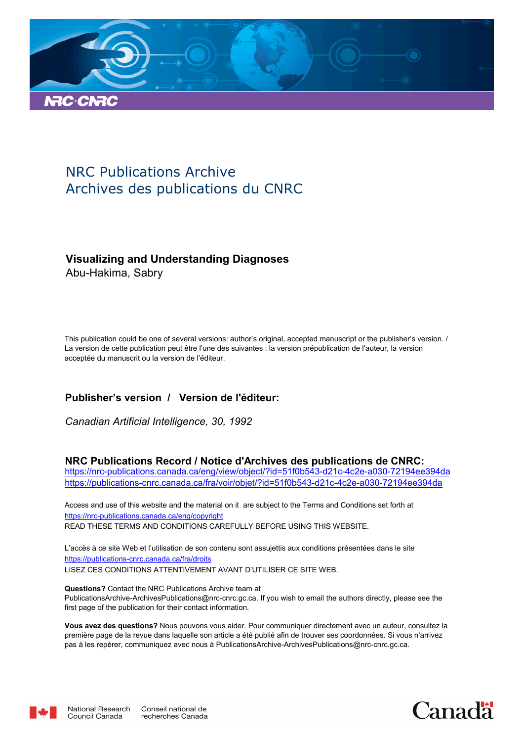# NRC Publications Archive
# Archives des publications du CNRC

**Visualizing and Understanding Diagnoses**
Abu-Hakima, Sabry

This publication could be one of several versions: author's original, accepted manuscript or the publisher's version. / La version de cette publication peut être l'une des suivantes : la version prépublication de l'auteur, la version acceptée du manuscrit ou la version de l'éditeur.

## Publisher's version / Version de l'éditeur:

*Canadian Artificial Intelligence, 30, 1992*

## NRC Publications Record / Notice d'Archives des publications de CNRC:

https://nrc-publications.canada.ca/eng/view/object/?id=51f0b543-d21c-4c2e-a030-72194ee394da
https://publications-cnrc.canada.ca/fra/voir/objet/?id=51f0b543-d21c-4c2e-a030-72194ee394da

Access and use of this website and the material on it are subject to the Terms and Conditions set forth at
https://nrc-publications.canada.ca/eng/copyright
READ THESE TERMS AND CONDITIONS CAREFULLY BEFORE USING THIS WEBSITE.

L'accès à ce site Web et l'utilisation de son contenu sont assujettis aux conditions présentées dans le site
https://publications-cnrc.canada.ca/fra/droits
LISEZ CES CONDITIONS ATTENTIVEMENT AVANT D'UTILISER CE SITE WEB.

**Questions?** Contact the NRC Publications Archive team at PublicationsArchive-ArchivesPublications@nrc-cnrc.gc.ca. If you wish to email the authors directly, please see the first page of the publication for their contact information.

**Vous avez des questions?** Nous pouvons vous aider. Pour communiquer directement avec un auteur, consultez la première page de la revue dans laquelle son article a été publié afin de trouver ses coordonnées. Si vous n'arrivez pas à les repérer, communiquez avec nous à PublicationsArchive-ArchivesPublications@nrc-cnrc.gc.ca.

National Research Council Canada | Conseil national de recherches Canada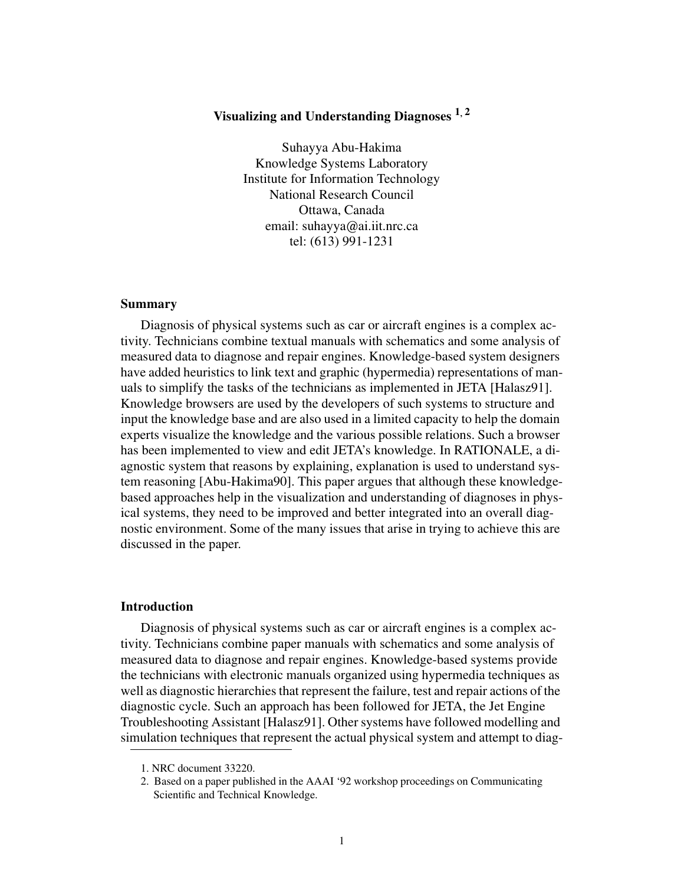**Visualizing and Understanding Diagnoses [1, 2]**

Suhayya Abu-Hakima
Knowledge Systems Laboratory
Institute for Information Technology
National Research Council
Ottawa, Canada
email: suhayya@ai.iit.nrc.ca
tel: (613) 991-1231

## Summary

Diagnosis of physical systems such as car or aircraft engines is a complex activity. Technicians combine textual manuals with schematics and some analysis of measured data to diagnose and repair engines. Knowledge-based system designers have added heuristics to link text and graphic (hypermedia) representations of manuals to simplify the tasks of the technicians as implemented in JETA [Halasz91]. Knowledge browsers are used by the developers of such systems to structure and input the knowledge base and are also used in a limited capacity to help the domain experts visualize the knowledge and the various possible relations. Such a browser has been implemented to view and edit JETA's knowledge. In RATIONALE, a diagnostic system that reasons by explaining, explanation is used to understand system reasoning [Abu-Hakima90]. This paper argues that although these knowledge-based approaches help in the visualization and understanding of diagnoses in physical systems, they need to be improved and better integrated into an overall diagnostic environment. Some of the many issues that arise in trying to achieve this are discussed in the paper.

## Introduction

Diagnosis of physical systems such as car or aircraft engines is a complex activity. Technicians combine paper manuals with schematics and some analysis of measured data to diagnose and repair engines. Knowledge-based systems provide the technicians with electronic manuals organized using hypermedia techniques as well as diagnostic hierarchies that represent the failure, test and repair actions of the diagnostic cycle. Such an approach has been followed for JETA, the Jet Engine Troubleshooting Assistant [Halasz91]. Other systems have followed modelling and simulation techniques that represent the actual physical system and attempt to diag-

1. NRC document 33220.
2. Based on a paper published in the AAAI '92 workshop proceedings on Communicating Scientific and Technical Knowledge.